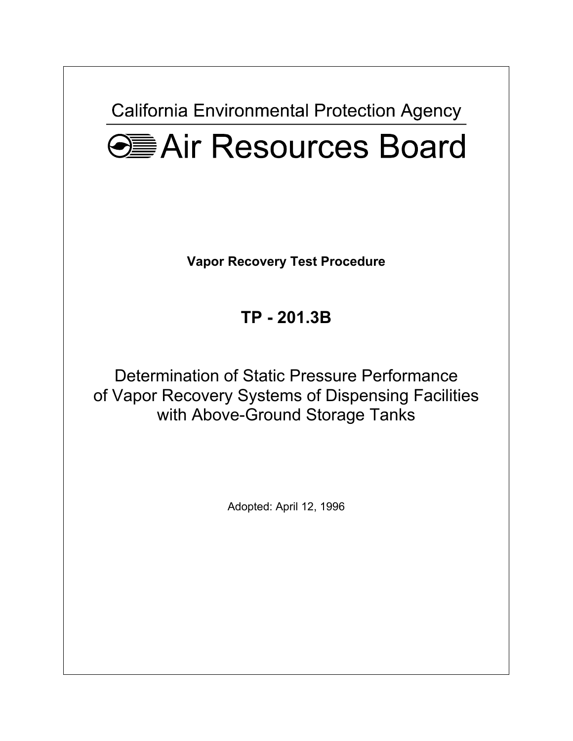California Environmental Protection Agency

# Air Resources Board

**Vapor Recovery Test Procedure**

## TP - 201.3B

Determination of Static Pressure Performance of Vapor Recovery Systems of Dispensing Facilities with Above-Ground Storage Tanks

Adopted: April 12, 1996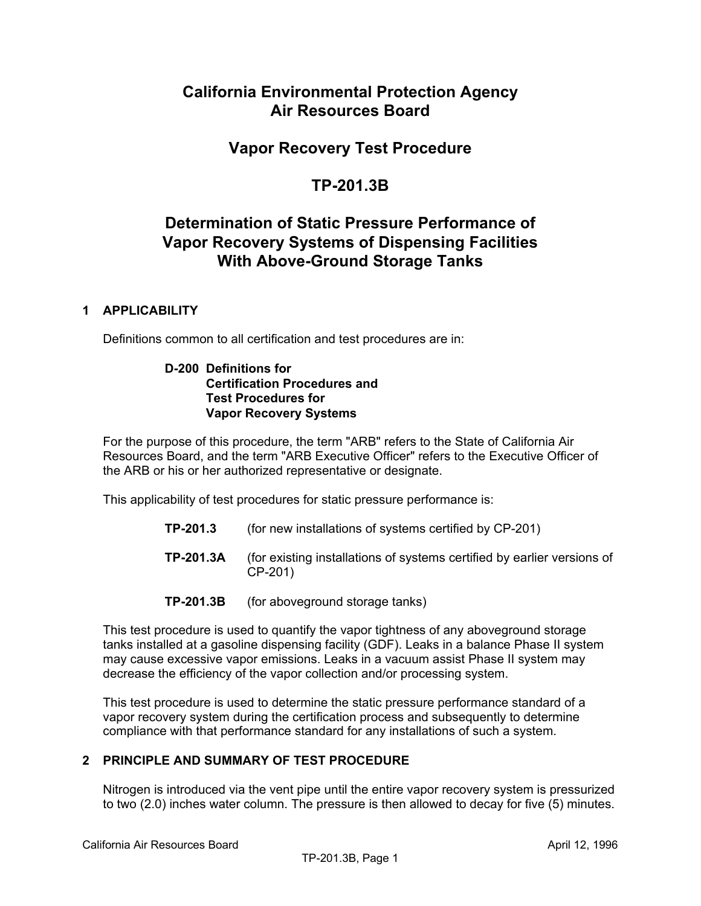# California Environmental Protection Agency
# Air Resources Board

## Vapor Recovery Test Procedure

## TP-201.3B

## Determination of Static Pressure Performance of Vapor Recovery Systems of Dispensing Facilities With Above-Ground Storage Tanks

### 1 APPLICABILITY

Definitions common to all certification and test procedures are in:

> **D-200 Definitions for Certification Procedures and Test Procedures for Vapor Recovery Systems**

For the purpose of this procedure, the term "ARB" refers to the State of California Air Resources Board, and the term "ARB Executive Officer" refers to the Executive Officer of the ARB or his or her authorized representative or designate.

This applicability of test procedures for static pressure performance is:

| | |
|---|---|
| **TP-201.3** | (for new installations of systems certified by CP-201) |
| **TP-201.3A** | (for existing installations of systems certified by earlier versions of CP-201) |
| **TP-201.3B** | (for aboveground storage tanks) |

This test procedure is used to quantify the vapor tightness of any aboveground storage tanks installed at a gasoline dispensing facility (GDF). Leaks in a balance Phase II system may cause excessive vapor emissions. Leaks in a vacuum assist Phase II system may decrease the efficiency of the vapor collection and/or processing system.

This test procedure is used to determine the static pressure performance standard of a vapor recovery system during the certification process and subsequently to determine compliance with that performance standard for any installations of such a system.

### 2 PRINCIPLE AND SUMMARY OF TEST PROCEDURE

Nitrogen is introduced via the vent pipe until the entire vapor recovery system is pressurized to two (2.0) inches water column. The pressure is then allowed to decay for five (5) minutes.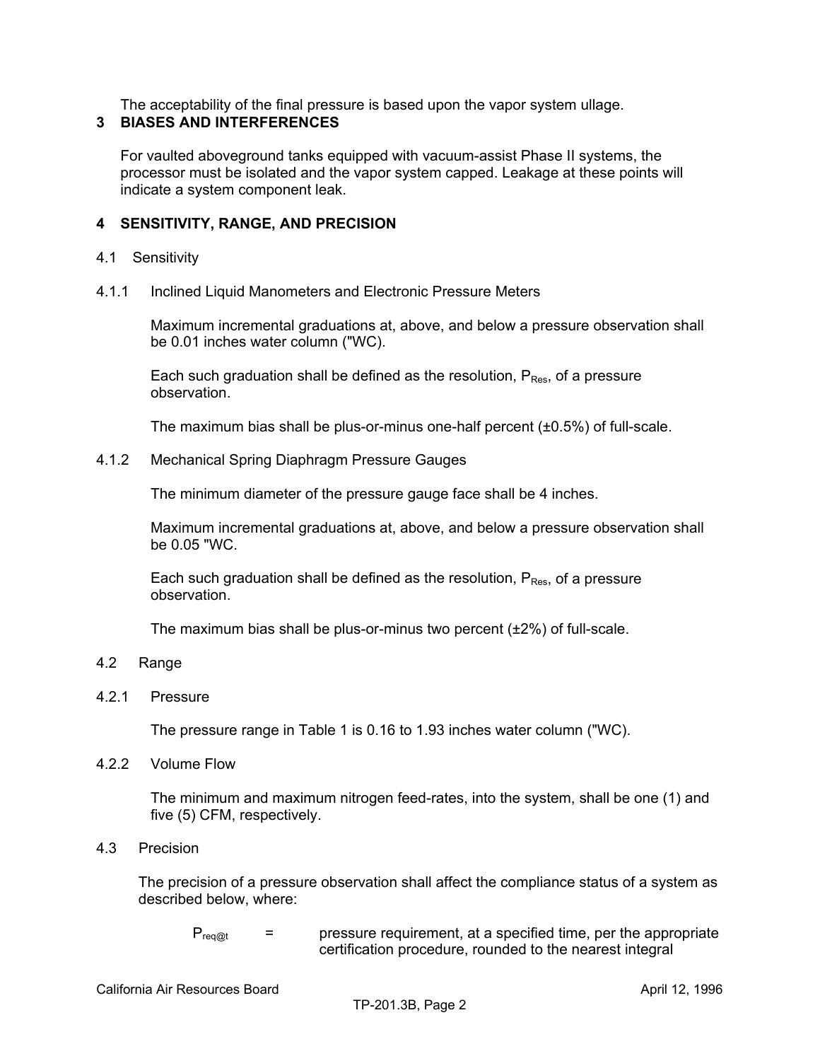The acceptability of the final pressure is based upon the vapor system ullage.

## 3 BIASES AND INTERFERENCES

For vaulted aboveground tanks equipped with vacuum-assist Phase II systems, the processor must be isolated and the vapor system capped. Leakage at these points will indicate a system component leak.

## 4 SENSITIVITY, RANGE, AND PRECISION

### 4.1 Sensitivity

#### 4.1.1 Inclined Liquid Manometers and Electronic Pressure Meters

Maximum incremental graduations at, above, and below a pressure observation shall be 0.01 inches water column ("WC).

Each such graduation shall be defined as the resolution, $P_{Res}$, of a pressure observation.

The maximum bias shall be plus-or-minus one-half percent (±0.5%) of full-scale.

#### 4.1.2 Mechanical Spring Diaphragm Pressure Gauges

The minimum diameter of the pressure gauge face shall be 4 inches.

Maximum incremental graduations at, above, and below a pressure observation shall be 0.05 "WC.

Each such graduation shall be defined as the resolution, $P_{Res}$, of a pressure observation.

The maximum bias shall be plus-or-minus two percent (±2%) of full-scale.

### 4.2 Range

#### 4.2.1 Pressure

The pressure range in Table 1 is 0.16 to 1.93 inches water column ("WC).

#### 4.2.2 Volume Flow

The minimum and maximum nitrogen feed-rates, into the system, shall be one (1) and five (5) CFM, respectively.

### 4.3 Precision

The precision of a pressure observation shall affect the compliance status of a system as described below, where:

$P_{req@t}$ = pressure requirement, at a specified time, per the appropriate certification procedure, rounded to the nearest integral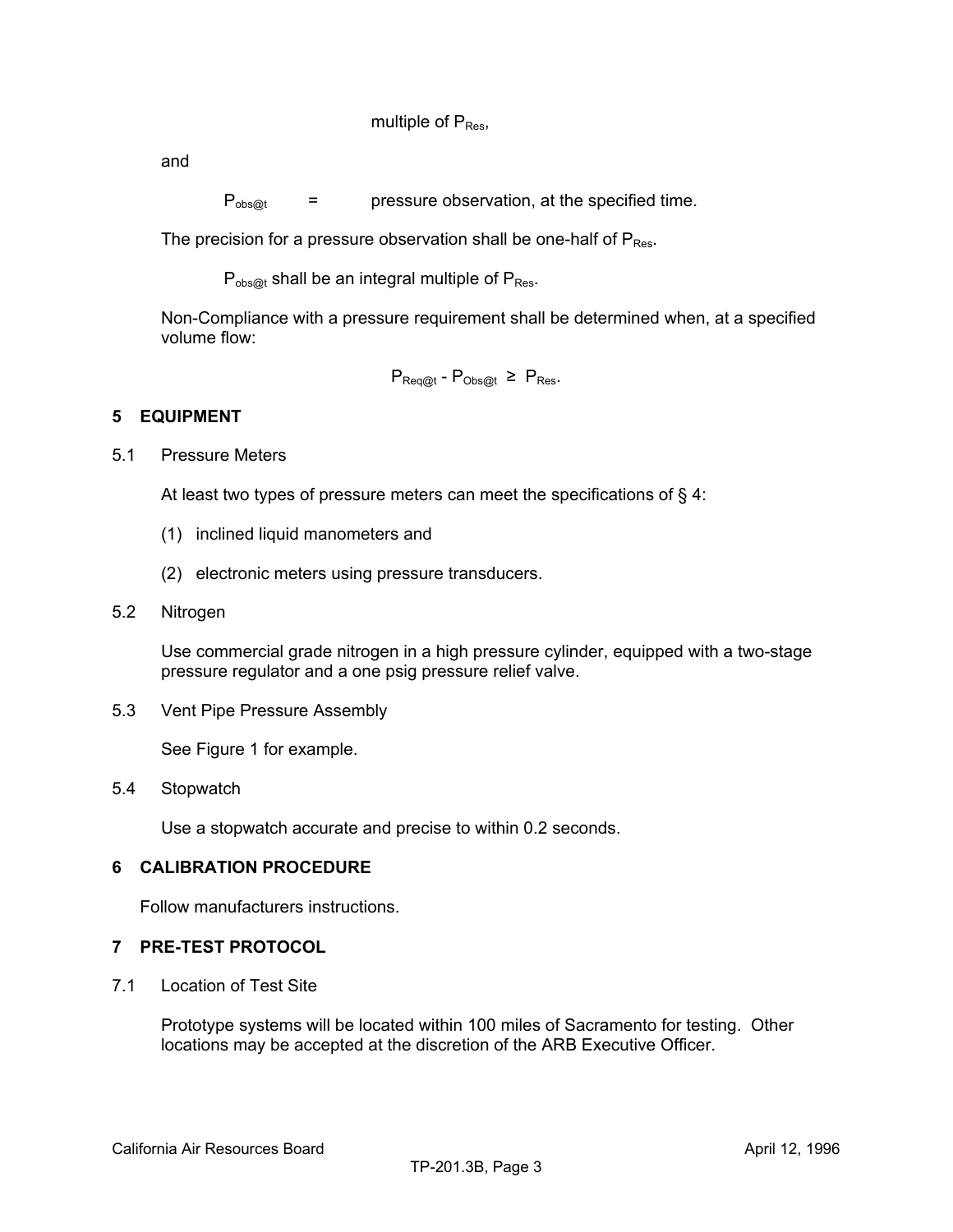multiple of $P_{Res}$,

and

$P_{obs@t}$ = pressure observation, at the specified time.

The precision for a pressure observation shall be one-half of $P_{Res}$.

$P_{obs@t}$ shall be an integral multiple of $P_{Res}$.

Non-Compliance with a pressure requirement shall be determined when, at a specified volume flow:

$$P_{Req@t} - P_{Obs@t} \geq P_{Res}.$$

## 5 EQUIPMENT

### 5.1 Pressure Meters

At least two types of pressure meters can meet the specifications of § 4:

(1) inclined liquid manometers and

(2) electronic meters using pressure transducers.

### 5.2 Nitrogen

Use commercial grade nitrogen in a high pressure cylinder, equipped with a two-stage pressure regulator and a one psig pressure relief valve.

### 5.3 Vent Pipe Pressure Assembly

See Figure 1 for example.

### 5.4 Stopwatch

Use a stopwatch accurate and precise to within 0.2 seconds.

## 6 CALIBRATION PROCEDURE

Follow manufacturers instructions.

## 7 PRE-TEST PROTOCOL

### 7.1 Location of Test Site

Prototype systems will be located within 100 miles of Sacramento for testing. Other locations may be accepted at the discretion of the ARB Executive Officer.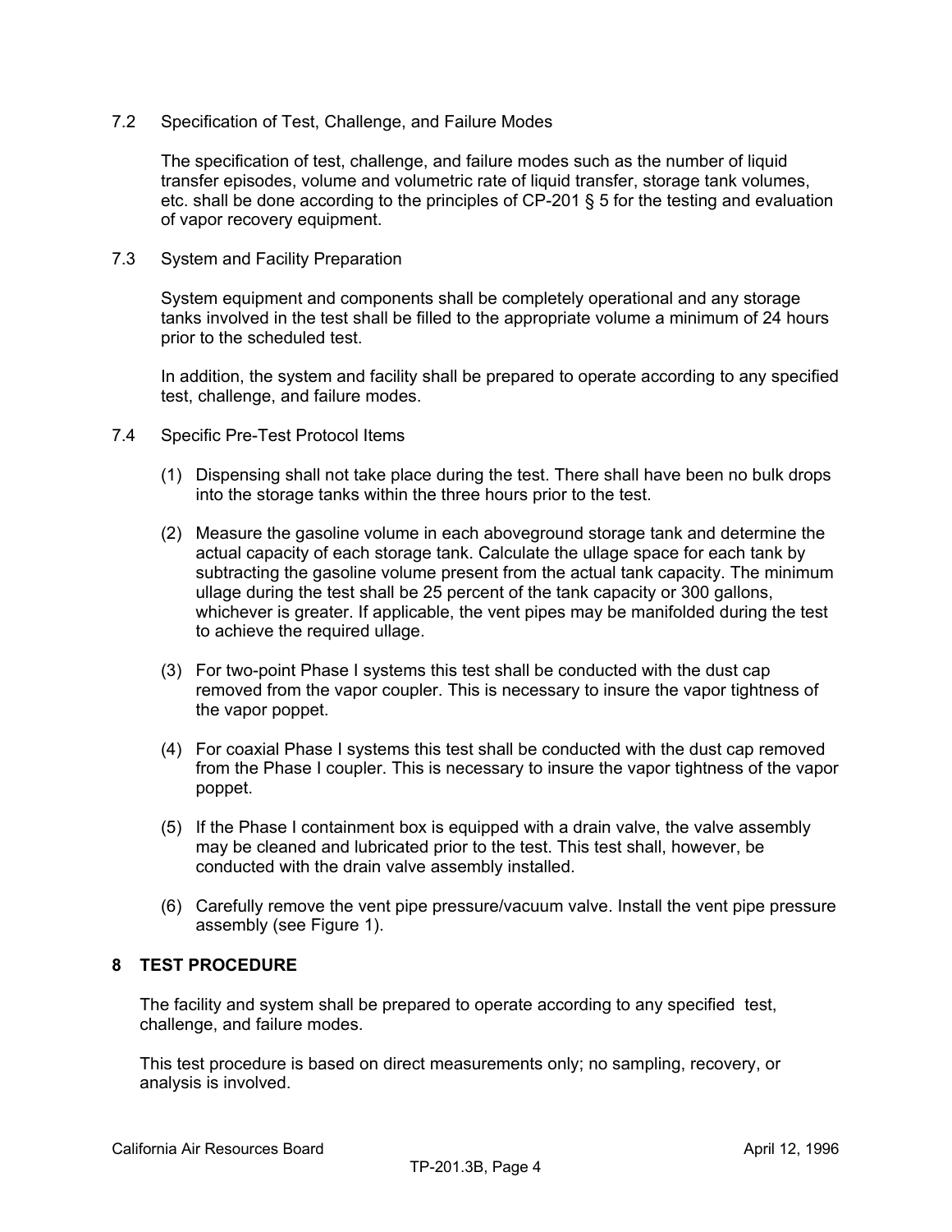7.2 Specification of Test, Challenge, and Failure Modes

The specification of test, challenge, and failure modes such as the number of liquid transfer episodes, volume and volumetric rate of liquid transfer, storage tank volumes, etc. shall be done according to the principles of CP-201 § 5 for the testing and evaluation of vapor recovery equipment.

7.3 System and Facility Preparation

System equipment and components shall be completely operational and any storage tanks involved in the test shall be filled to the appropriate volume a minimum of 24 hours prior to the scheduled test.

In addition, the system and facility shall be prepared to operate according to any specified test, challenge, and failure modes.

7.4 Specific Pre-Test Protocol Items

(1) Dispensing shall not take place during the test. There shall have been no bulk drops into the storage tanks within the three hours prior to the test.

(2) Measure the gasoline volume in each aboveground storage tank and determine the actual capacity of each storage tank. Calculate the ullage space for each tank by subtracting the gasoline volume present from the actual tank capacity. The minimum ullage during the test shall be 25 percent of the tank capacity or 300 gallons, whichever is greater. If applicable, the vent pipes may be manifolded during the test to achieve the required ullage.

(3) For two-point Phase I systems this test shall be conducted with the dust cap removed from the vapor coupler. This is necessary to insure the vapor tightness of the vapor poppet.

(4) For coaxial Phase I systems this test shall be conducted with the dust cap removed from the Phase I coupler. This is necessary to insure the vapor tightness of the vapor poppet.

(5) If the Phase I containment box is equipped with a drain valve, the valve assembly may be cleaned and lubricated prior to the test. This test shall, however, be conducted with the drain valve assembly installed.

(6) Carefully remove the vent pipe pressure/vacuum valve. Install the vent pipe pressure assembly (see Figure 1).

## 8 TEST PROCEDURE

The facility and system shall be prepared to operate according to any specified test, challenge, and failure modes.

This test procedure is based on direct measurements only; no sampling, recovery, or analysis is involved.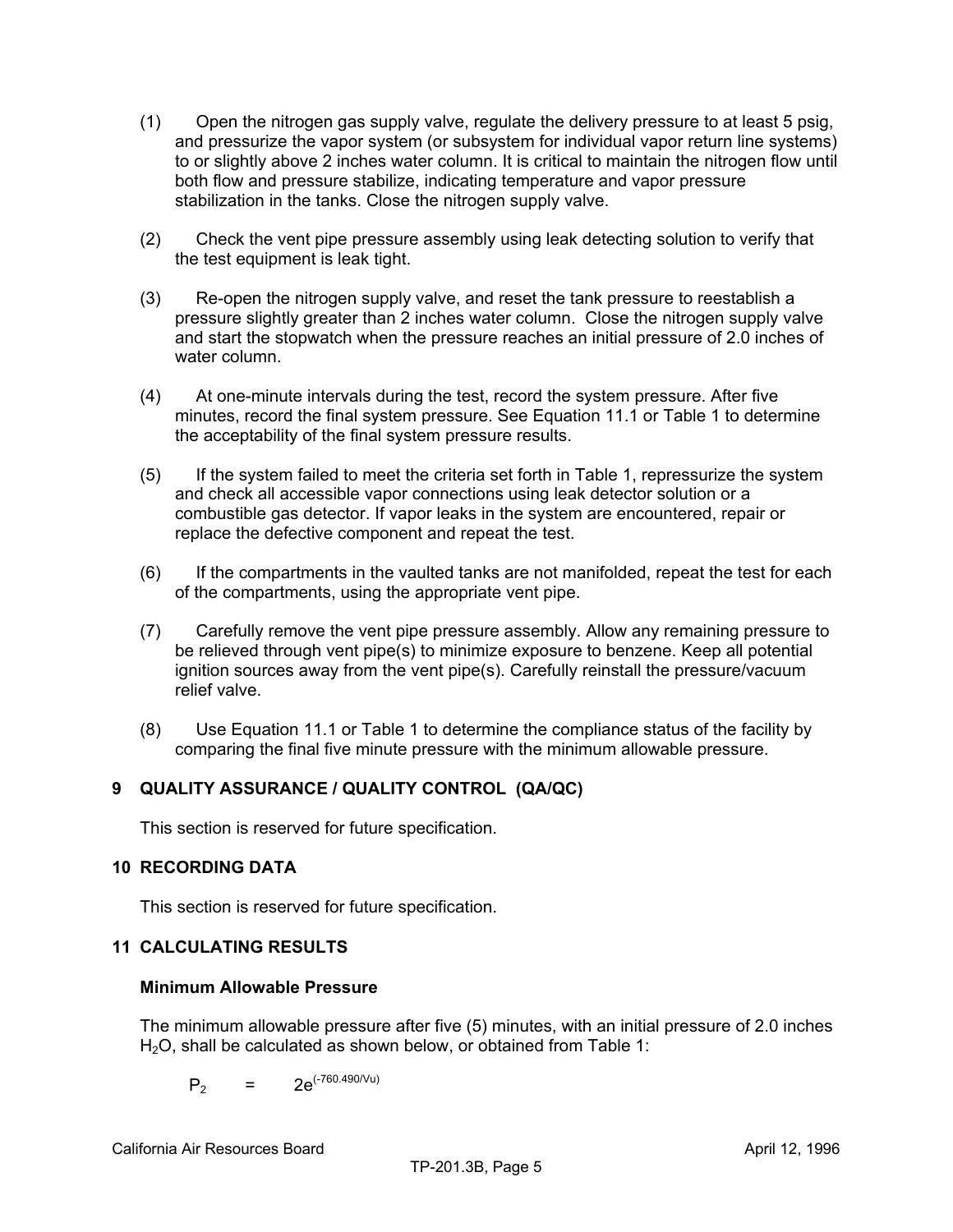(1) Open the nitrogen gas supply valve, regulate the delivery pressure to at least 5 psig, and pressurize the vapor system (or subsystem for individual vapor return line systems) to or slightly above 2 inches water column. It is critical to maintain the nitrogen flow until both flow and pressure stabilize, indicating temperature and vapor pressure stabilization in the tanks. Close the nitrogen supply valve.

(2) Check the vent pipe pressure assembly using leak detecting solution to verify that the test equipment is leak tight.

(3) Re-open the nitrogen supply valve, and reset the tank pressure to reestablish a pressure slightly greater than 2 inches water column. Close the nitrogen supply valve and start the stopwatch when the pressure reaches an initial pressure of 2.0 inches of water column.

(4) At one-minute intervals during the test, record the system pressure. After five minutes, record the final system pressure. See Equation 11.1 or Table 1 to determine the acceptability of the final system pressure results.

(5) If the system failed to meet the criteria set forth in Table 1, repressurize the system and check all accessible vapor connections using leak detector solution or a combustible gas detector. If vapor leaks in the system are encountered, repair or replace the defective component and repeat the test.

(6) If the compartments in the vaulted tanks are not manifolded, repeat the test for each of the compartments, using the appropriate vent pipe.

(7) Carefully remove the vent pipe pressure assembly. Allow any remaining pressure to be relieved through vent pipe(s) to minimize exposure to benzene. Keep all potential ignition sources away from the vent pipe(s). Carefully reinstall the pressure/vacuum relief valve.

(8) Use Equation 11.1 or Table 1 to determine the compliance status of the facility by comparing the final five minute pressure with the minimum allowable pressure.

## 9 QUALITY ASSURANCE / QUALITY CONTROL (QA/QC)

This section is reserved for future specification.

## 10 RECORDING DATA

This section is reserved for future specification.

## 11 CALCULATING RESULTS

### Minimum Allowable Pressure

The minimum allowable pressure after five (5) minutes, with an initial pressure of 2.0 inches $H_2O$, shall be calculated as shown below, or obtained from Table 1:

$$P_2 = 2e^{(-760.490/V_u)}$$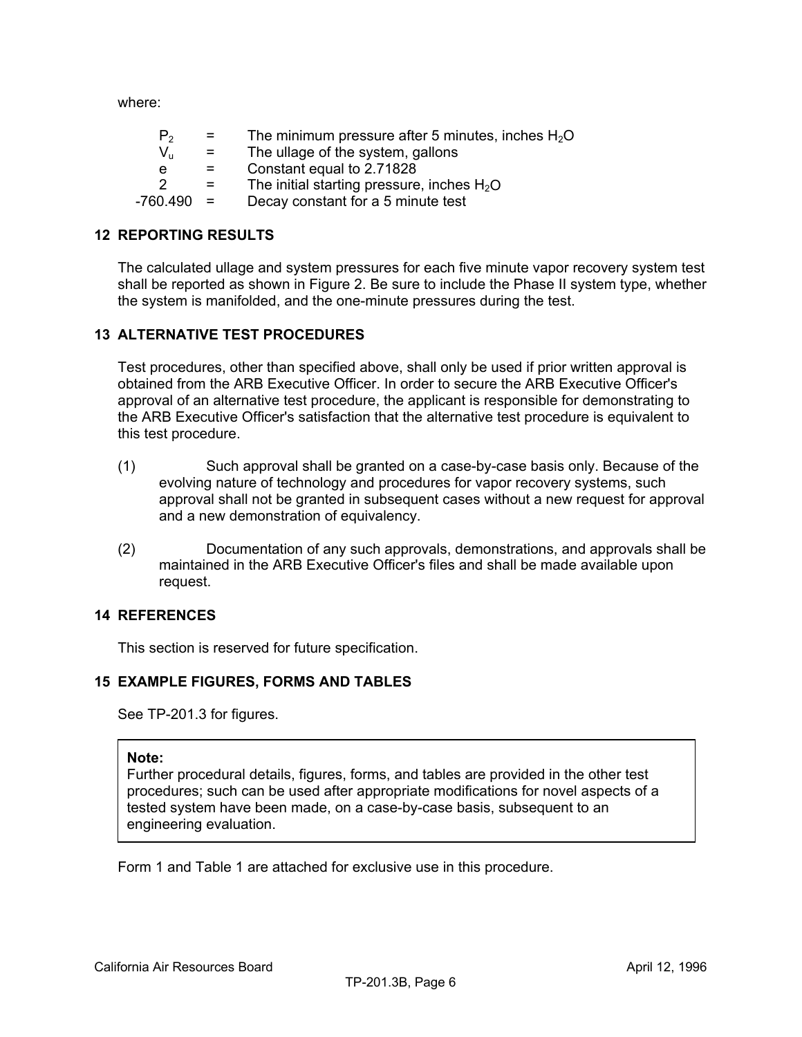where:

| | | |
|---|---|---|
| $P_2$ | = | The minimum pressure after 5 minutes, inches $H_2O$ |
| $V_u$ | = | The ullage of the system, gallons |
| e | = | Constant equal to 2.71828 |
| 2 | = | The initial starting pressure, inches $H_2O$ |
| -760.490 | = | Decay constant for a 5 minute test |

## 12 REPORTING RESULTS

The calculated ullage and system pressures for each five minute vapor recovery system test shall be reported as shown in Figure 2. Be sure to include the Phase II system type, whether the system is manifolded, and the one-minute pressures during the test.

## 13 ALTERNATIVE TEST PROCEDURES

Test procedures, other than specified above, shall only be used if prior written approval is obtained from the ARB Executive Officer. In order to secure the ARB Executive Officer's approval of an alternative test procedure, the applicant is responsible for demonstrating to the ARB Executive Officer's satisfaction that the alternative test procedure is equivalent to this test procedure.

(1) Such approval shall be granted on a case-by-case basis only. Because of the evolving nature of technology and procedures for vapor recovery systems, such approval shall not be granted in subsequent cases without a new request for approval and a new demonstration of equivalency.

(2) Documentation of any such approvals, demonstrations, and approvals shall be maintained in the ARB Executive Officer's files and shall be made available upon request.

## 14 REFERENCES

This section is reserved for future specification.

## 15 EXAMPLE FIGURES, FORMS AND TABLES

See TP-201.3 for figures.

> **Note:**
> Further procedural details, figures, forms, and tables are provided in the other test procedures; such can be used after appropriate modifications for novel aspects of a tested system have been made, on a case-by-case basis, subsequent to an engineering evaluation.

Form 1 and Table 1 are attached for exclusive use in this procedure.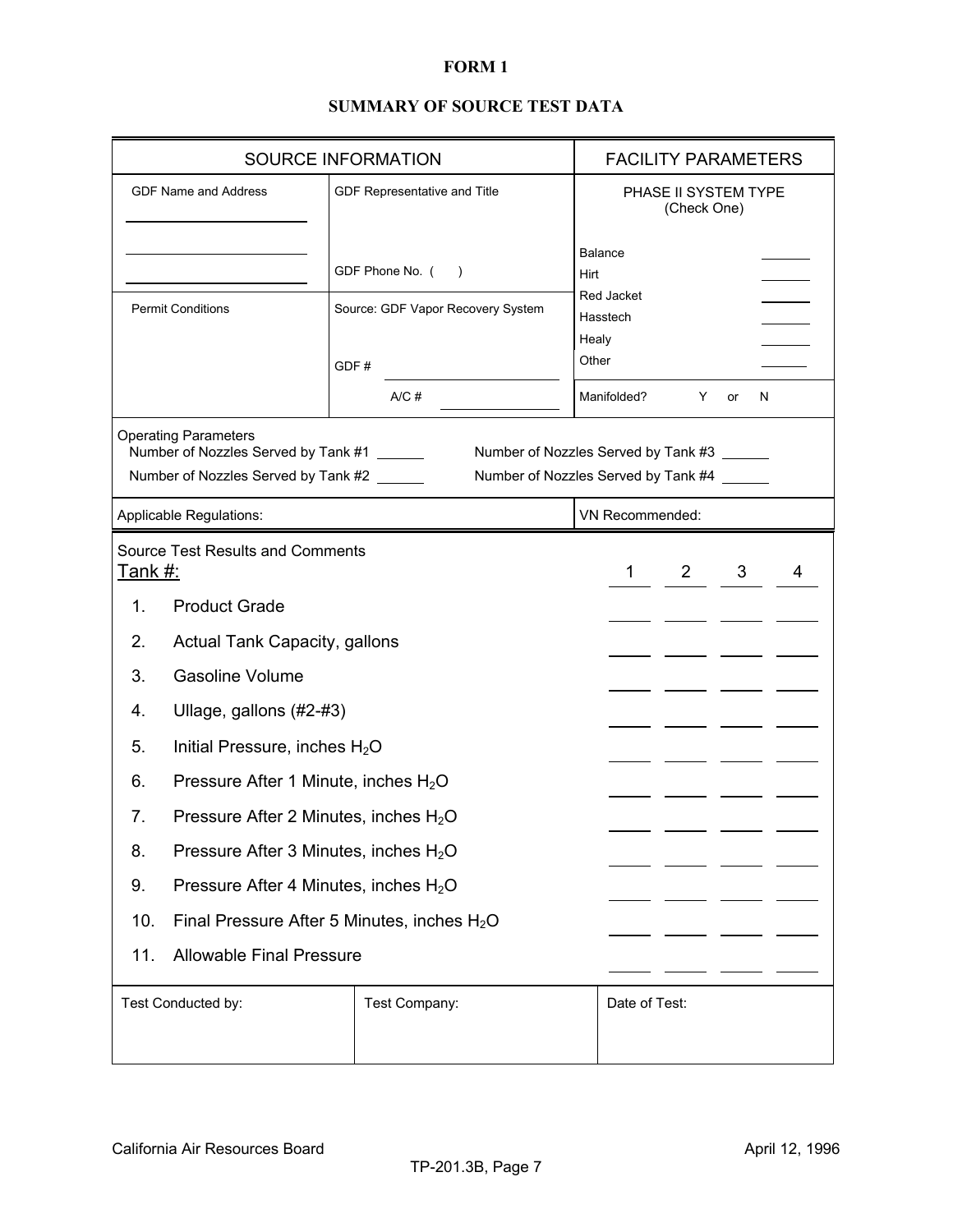# FORM 1

## SUMMARY OF SOURCE TEST DATA

| SOURCE INFORMATION | | FACILITY PARAMETERS |
|---|---|---|
| GDF Name and Address<br>\_\_\_\_\_\_\_\_\_\_\_\_\_\_\_\_\_\_<br>\_\_\_\_\_\_\_\_\_\_\_\_\_\_\_\_\_\_<br>\_\_\_\_\_\_\_\_\_\_\_\_\_\_\_\_\_\_ | GDF Representative and Title<br><br>GDF Phone No. (    ) | PHASE II SYSTEM TYPE (Check One)<br>Balance \_\_\_\_\_\_<br>Hirt \_\_\_\_\_\_<br>Red Jacket \_\_\_\_\_\_<br>Hasstech \_\_\_\_\_\_<br>Healy \_\_\_\_\_\_<br>Other \_\_\_\_\_\_ |
| Permit Conditions | Source: GDF Vapor Recovery System<br><br>GDF # \_\_\_\_\_\_\_\_\_\_\_\_<br>A/C # \_\_\_\_\_\_\_\_\_\_\_\_ | Manifolded? Y or N |

**Operating Parameters**

Number of Nozzles Served by Tank #1 \_\_\_\_\_\_ Number of Nozzles Served by Tank #3 \_\_\_\_\_\_

Number of Nozzles Served by Tank #2 \_\_\_\_\_\_ Number of Nozzles Served by Tank #4 \_\_\_\_\_\_

| Applicable Regulations: | VN Recommended: |
|---|---|

**Source Test Results and Comments**

| Tank #: | 1 | 2 | 3 | 4 |
|---|---|---|---|---|
| 1. Product Grade | | | | |
| 2. Actual Tank Capacity, gallons | | | | |
| 3. Gasoline Volume | | | | |
| 4. Ullage, gallons (#2-#3) | | | | |
| 5. Initial Pressure, inches $H_2O$ | | | | |
| 6. Pressure After 1 Minute, inches $H_2O$ | | | | |
| 7. Pressure After 2 Minutes, inches $H_2O$ | | | | |
| 8. Pressure After 3 Minutes, inches $H_2O$ | | | | |
| 9. Pressure After 4 Minutes, inches $H_2O$ | | | | |
| 10. Final Pressure After 5 Minutes, inches $H_2O$ | | | | |
| 11. Allowable Final Pressure | | | | |

| Test Conducted by: | Test Company: | Date of Test: |
|---|---|---|
| | | |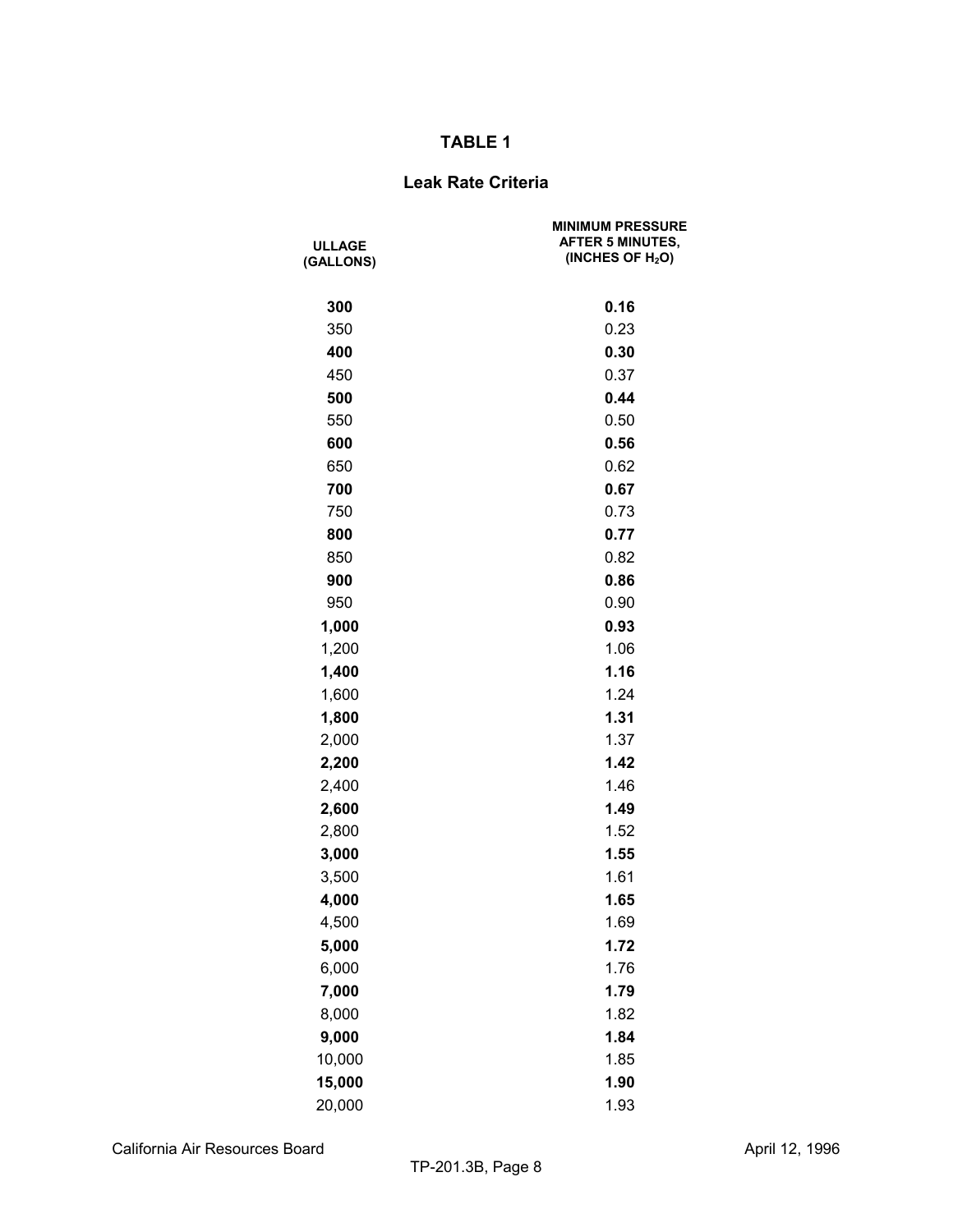# TABLE 1

## Leak Rate Criteria

| ULLAGE (GALLONS) | MINIMUM PRESSURE AFTER 5 MINUTES, (INCHES OF $H_2O$) |
|---|---|
| **300** | **0.16** |
| 350 | 0.23 |
| **400** | **0.30** |
| 450 | 0.37 |
| **500** | **0.44** |
| 550 | 0.50 |
| **600** | **0.56** |
| 650 | 0.62 |
| **700** | **0.67** |
| 750 | 0.73 |
| **800** | **0.77** |
| 850 | 0.82 |
| **900** | **0.86** |
| 950 | 0.90 |
| **1,000** | **0.93** |
| 1,200 | 1.06 |
| **1,400** | **1.16** |
| 1,600 | 1.24 |
| **1,800** | **1.31** |
| 2,000 | 1.37 |
| **2,200** | **1.42** |
| 2,400 | 1.46 |
| **2,600** | **1.49** |
| 2,800 | 1.52 |
| **3,000** | **1.55** |
| 3,500 | 1.61 |
| **4,000** | **1.65** |
| 4,500 | 1.69 |
| **5,000** | **1.72** |
| 6,000 | 1.76 |
| **7,000** | **1.79** |
| 8,000 | 1.82 |
| **9,000** | **1.84** |
| 10,000 | 1.85 |
| **15,000** | **1.90** |
| 20,000 | 1.93 |